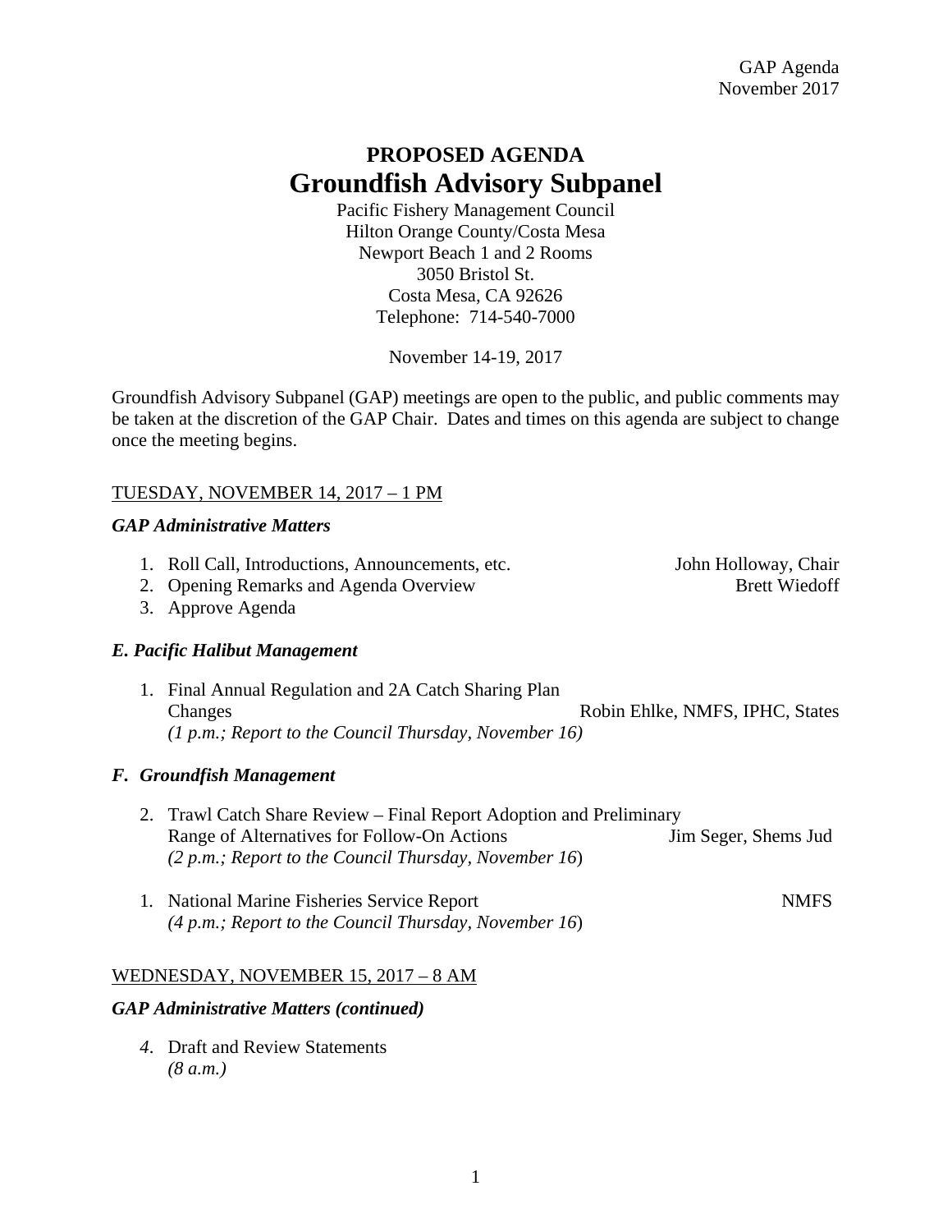GAP Agenda
November 2017

# PROPOSED AGENDA
# Groundfish Advisory Subpanel

Pacific Fishery Management Council
Hilton Orange County/Costa Mesa
Newport Beach 1 and 2 Rooms
3050 Bristol St.
Costa Mesa, CA 92626
Telephone: 714-540-7000

November 14-19, 2017

Groundfish Advisory Subpanel (GAP) meetings are open to the public, and public comments may be taken at the discretion of the GAP Chair. Dates and times on this agenda are subject to change once the meeting begins.

TUESDAY, NOVEMBER 14, 2017 – 1 PM

***GAP Administrative Matters***

1. Roll Call, Introductions, Announcements, etc. — John Holloway, Chair
2. Opening Remarks and Agenda Overview — Brett Wiedoff
3. Approve Agenda

***E. Pacific Halibut Management***

1. Final Annual Regulation and 2A Catch Sharing Plan Changes — Robin Ehlke, NMFS, IPHC, States
   *(1 p.m.; Report to the Council Thursday, November 16)*

***F. Groundfish Management***

2. Trawl Catch Share Review – Final Report Adoption and Preliminary Range of Alternatives for Follow-On Actions — Jim Seger, Shems Jud
   *(2 p.m.; Report to the Council Thursday, November 16)*

1. National Marine Fisheries Service Report — NMFS
   *(4 p.m.; Report to the Council Thursday, November 16)*

WEDNESDAY, NOVEMBER 15, 2017 – 8 AM

***GAP Administrative Matters (continued)***

4. Draft and Review Statements
   *(8 a.m.)*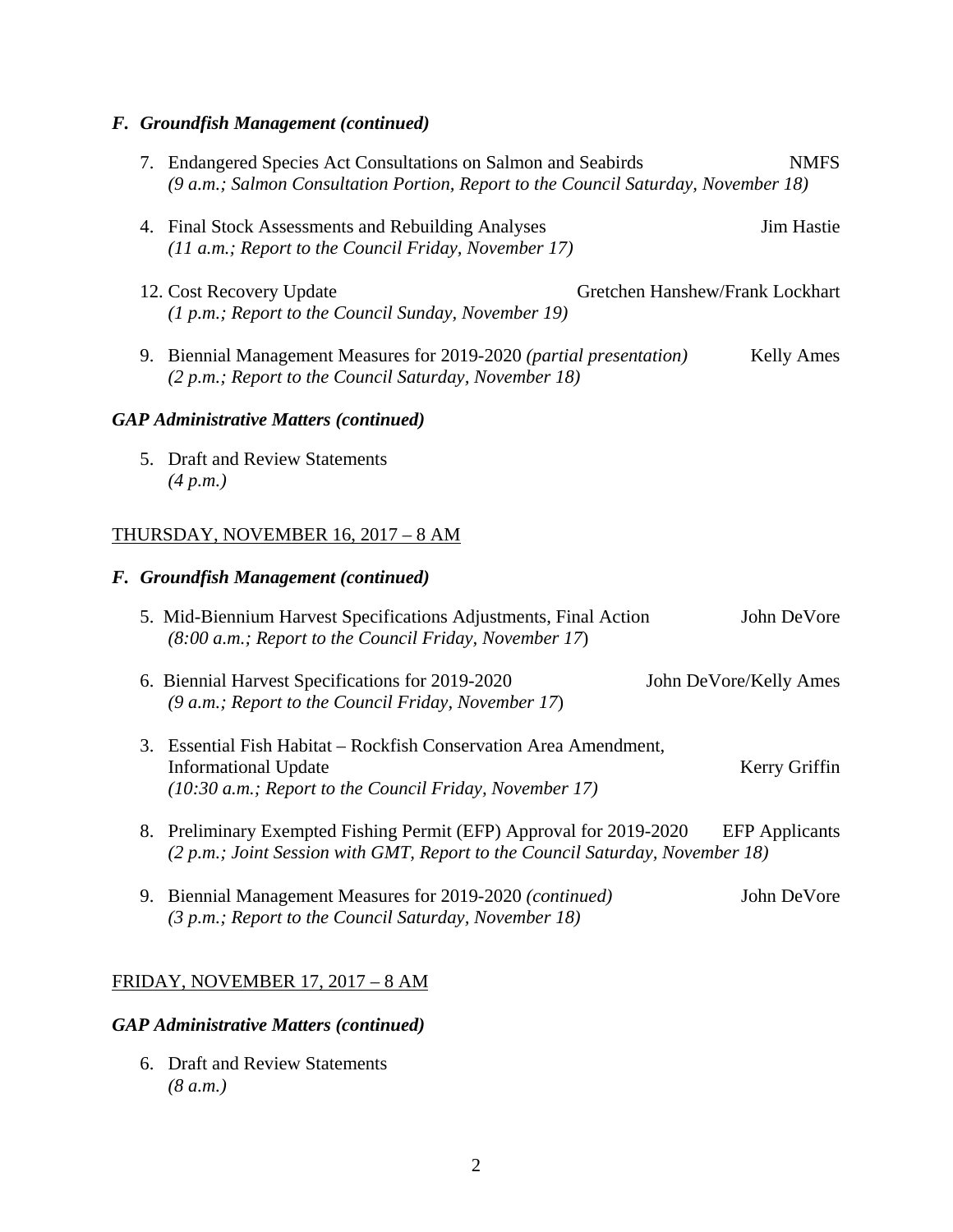### *F. Groundfish Management (continued)*

7. Endangered Species Act Consultations on Salmon and Seabirds — NMFS
   *(9 a.m.; Salmon Consultation Portion, Report to the Council Saturday, November 18)*

4. Final Stock Assessments and Rebuilding Analyses — Jim Hastie
   *(11 a.m.; Report to the Council Friday, November 17)*

12. Cost Recovery Update — Gretchen Hanshew/Frank Lockhart
    *(1 p.m.; Report to the Council Sunday, November 19)*

9. Biennial Management Measures for 2019-2020 *(partial presentation)* — Kelly Ames
   *(2 p.m.; Report to the Council Saturday, November 18)*

### *GAP Administrative Matters (continued)*

5. Draft and Review Statements
   *(4 p.m.)*

## THURSDAY, NOVEMBER 16, 2017 – 8 AM

### *F. Groundfish Management (continued)*

5. Mid-Biennium Harvest Specifications Adjustments, Final Action — John DeVore
   *(8:00 a.m.; Report to the Council Friday, November 17)*

6. Biennial Harvest Specifications for 2019-2020 — John DeVore/Kelly Ames
   *(9 a.m.; Report to the Council Friday, November 17)*

3. Essential Fish Habitat – Rockfish Conservation Area Amendment, Informational Update — Kerry Griffin
   *(10:30 a.m.; Report to the Council Friday, November 17)*

8. Preliminary Exempted Fishing Permit (EFP) Approval for 2019-2020 — EFP Applicants
   *(2 p.m.; Joint Session with GMT, Report to the Council Saturday, November 18)*

9. Biennial Management Measures for 2019-2020 *(continued)* — John DeVore
   *(3 p.m.; Report to the Council Saturday, November 18)*

## FRIDAY, NOVEMBER 17, 2017 – 8 AM

### *GAP Administrative Matters (continued)*

6. Draft and Review Statements
   *(8 a.m.)*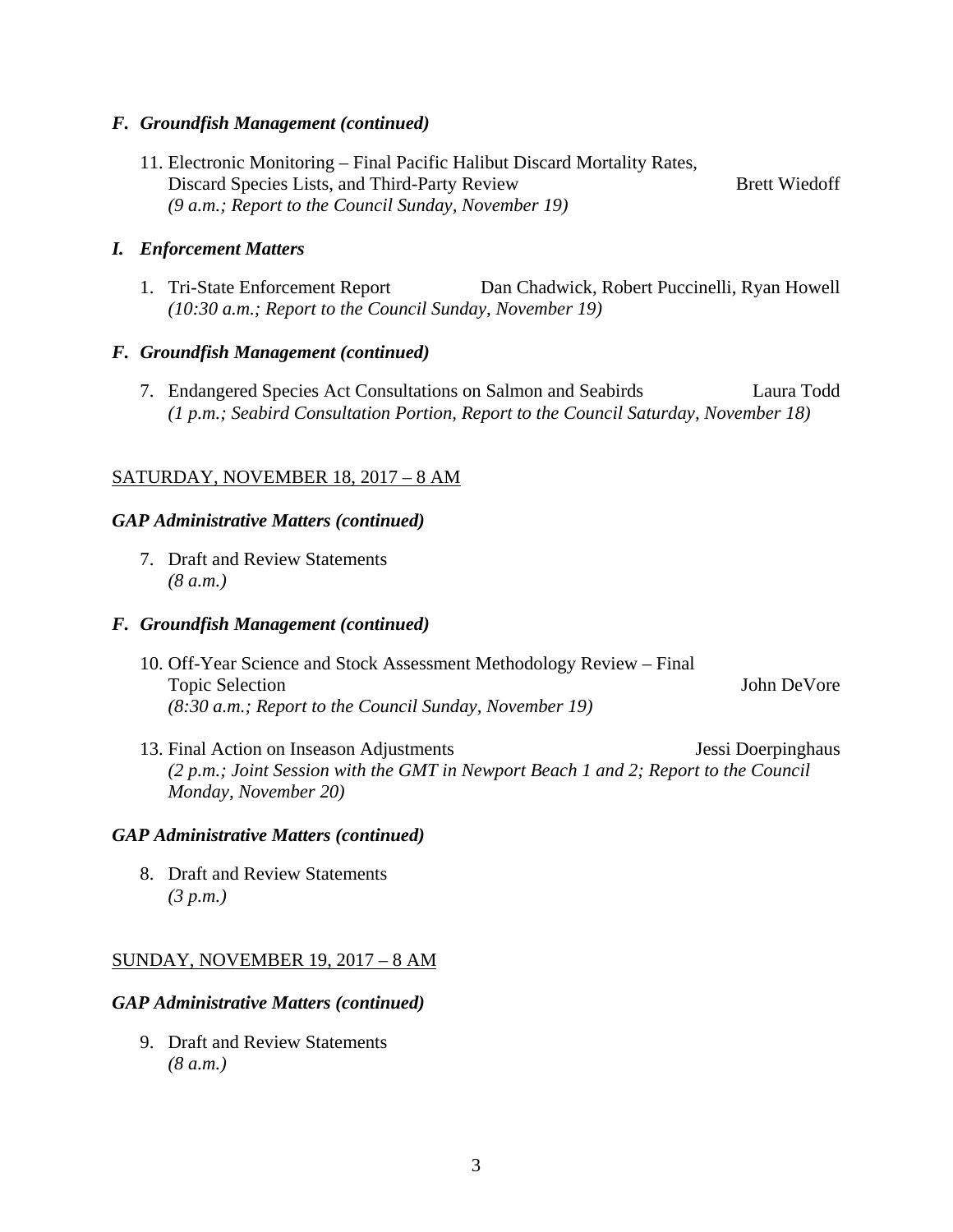### *F. Groundfish Management (continued)*

11. Electronic Monitoring – Final Pacific Halibut Discard Mortality Rates, Discard Species Lists, and Third-Party Review — Brett Wiedoff
    *(9 a.m.; Report to the Council Sunday, November 19)*

### *I. Enforcement Matters*

1. Tri-State Enforcement Report — Dan Chadwick, Robert Puccinelli, Ryan Howell
   *(10:30 a.m.; Report to the Council Sunday, November 19)*

### *F. Groundfish Management (continued)*

7. Endangered Species Act Consultations on Salmon and Seabirds — Laura Todd
   *(1 p.m.; Seabird Consultation Portion, Report to the Council Saturday, November 18)*

## SATURDAY, NOVEMBER 18, 2017 – 8 AM

### *GAP Administrative Matters (continued)*

7. Draft and Review Statements
   *(8 a.m.)*

### *F. Groundfish Management (continued)*

10. Off-Year Science and Stock Assessment Methodology Review – Final Topic Selection — John DeVore
    *(8:30 a.m.; Report to the Council Sunday, November 19)*

13. Final Action on Inseason Adjustments — Jessi Doerpinghaus
    *(2 p.m.; Joint Session with the GMT in Newport Beach 1 and 2; Report to the Council Monday, November 20)*

### *GAP Administrative Matters (continued)*

8. Draft and Review Statements
   *(3 p.m.)*

## SUNDAY, NOVEMBER 19, 2017 – 8 AM

### *GAP Administrative Matters (continued)*

9. Draft and Review Statements
   *(8 a.m.)*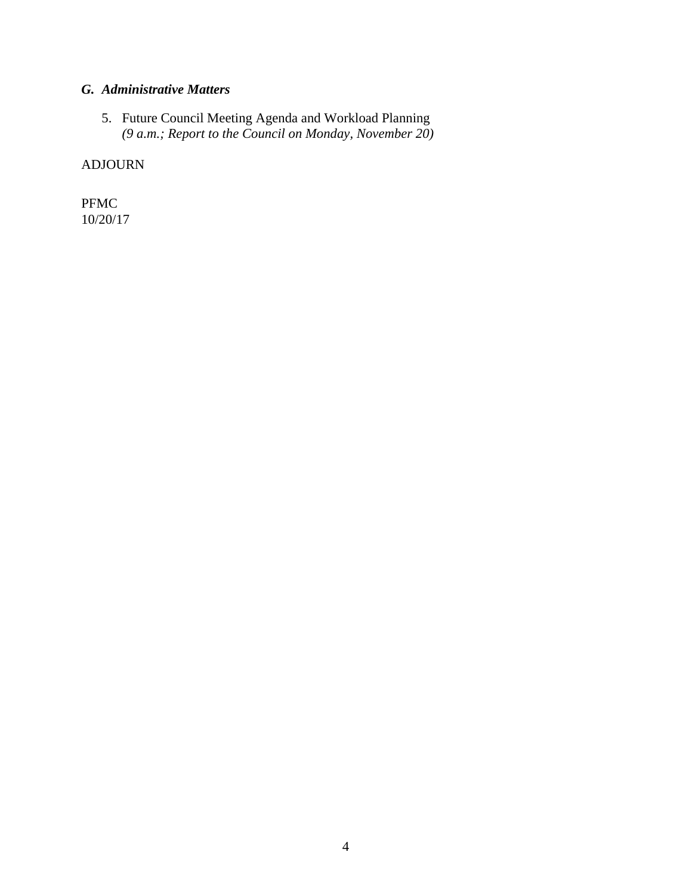### *G. Administrative Matters*

5. Future Council Meeting Agenda and Workload Planning
   *(9 a.m.; Report to the Council on Monday, November 20)*

ADJOURN

PFMC
10/20/17